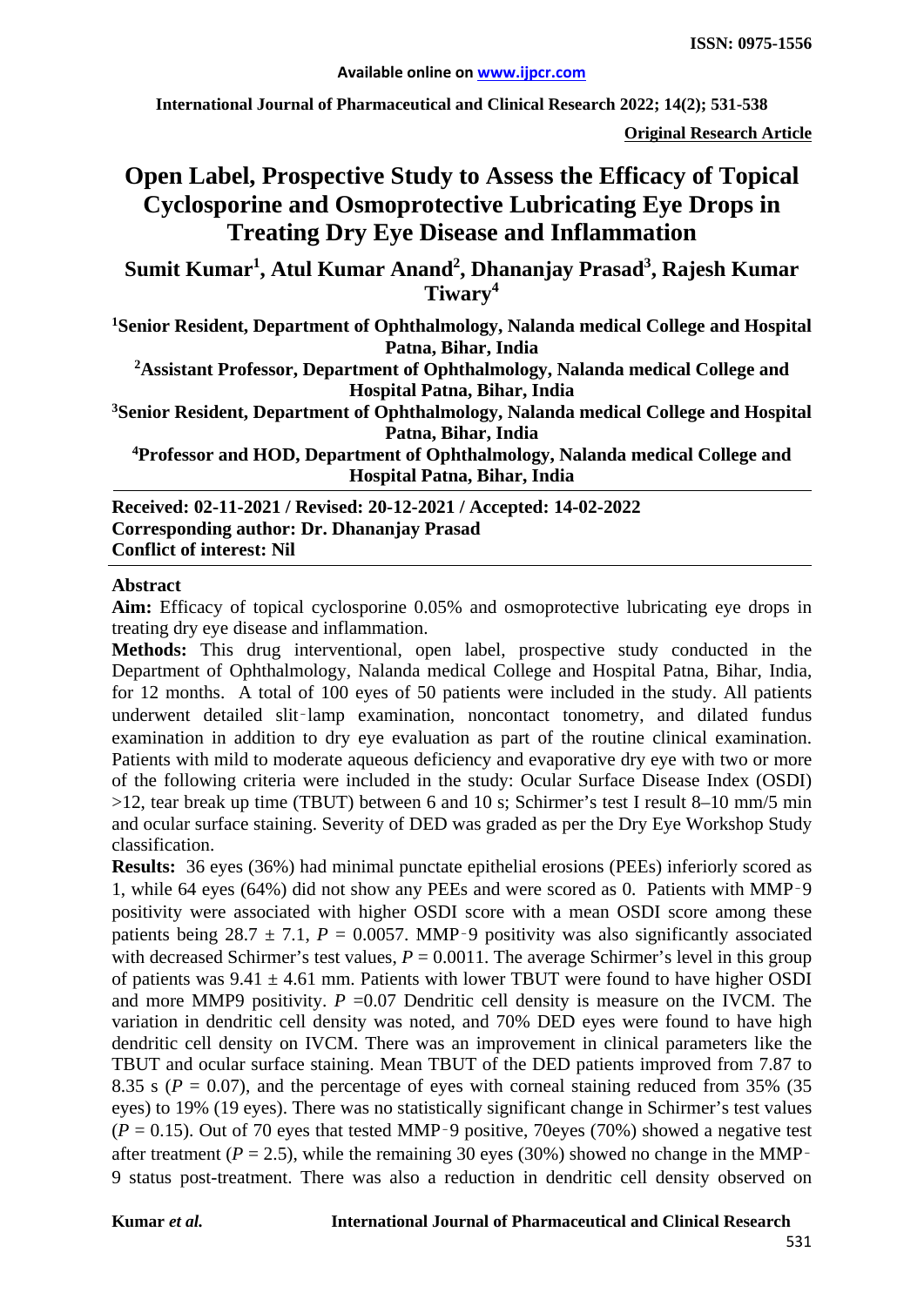**Original Research Article**

# Open Label, Prospective Study to Assess the Efficacy of Topical Cyclosporine and Osmoprotective Lubricating Eye Drops in Treating Dry Eye Disease and Inflammation

**Sumit Kumar[1], Atul Kumar Anand[2], Dhananjay Prasad[3], Rajesh Kumar Tiwary[4]**

[1]Senior Resident, Department of Ophthalmology, Nalanda medical College and Hospital Patna, Bihar, India

[2]Assistant Professor, Department of Ophthalmology, Nalanda medical College and Hospital Patna, Bihar, India

[3]Senior Resident, Department of Ophthalmology, Nalanda medical College and Hospital Patna, Bihar, India

[4]Professor and HOD, Department of Ophthalmology, Nalanda medical College and Hospital Patna, Bihar, India

**Received: 02-11-2021 / Revised: 20-12-2021 / Accepted: 14-02-2022**
**Corresponding author: Dr. Dhananjay Prasad**
**Conflict of interest: Nil**

## Abstract

**Aim:** Efficacy of topical cyclosporine 0.05% and osmoprotective lubricating eye drops in treating dry eye disease and inflammation.

**Methods:** This drug interventional, open label, prospective study conducted in the Department of Ophthalmology, Nalanda medical College and Hospital Patna, Bihar, India, for 12 months. A total of 100 eyes of 50 patients were included in the study. All patients underwent detailed slit‑lamp examination, noncontact tonometry, and dilated fundus examination in addition to dry eye evaluation as part of the routine clinical examination. Patients with mild to moderate aqueous deficiency and evaporative dry eye with two or more of the following criteria were included in the study: Ocular Surface Disease Index (OSDI) >12, tear break up time (TBUT) between 6 and 10 s; Schirmer's test I result 8–10 mm/5 min and ocular surface staining. Severity of DED was graded as per the Dry Eye Workshop Study classification.

**Results:** 36 eyes (36%) had minimal punctate epithelial erosions (PEEs) inferiorly scored as 1, while 64 eyes (64%) did not show any PEEs and were scored as 0. Patients with MMP‑9 positivity were associated with higher OSDI score with a mean OSDI score among these patients being $28.7 \pm 7.1$, $P = 0.0057$. MMP‑9 positivity was also significantly associated with decreased Schirmer's test values, $P = 0.0011$. The average Schirmer's level in this group of patients was $9.41 \pm 4.61$ mm. Patients with lower TBUT were found to have higher OSDI and more MMP9 positivity. $P = 0.07$ Dendritic cell density is measure on the IVCM. The variation in dendritic cell density was noted, and 70% DED eyes were found to have high dendritic cell density on IVCM. There was an improvement in clinical parameters like the TBUT and ocular surface staining. Mean TBUT of the DED patients improved from 7.87 to 8.35 s ($P = 0.07$), and the percentage of eyes with corneal staining reduced from 35% (35 eyes) to 19% (19 eyes). There was no statistically significant change in Schirmer's test values ($P = 0.15$). Out of 70 eyes that tested MMP‑9 positive, 70eyes (70%) showed a negative test after treatment ($P = 2.5$), while the remaining 30 eyes (30%) showed no change in the MMP‑9 status post-treatment. There was also a reduction in dendritic cell density observed on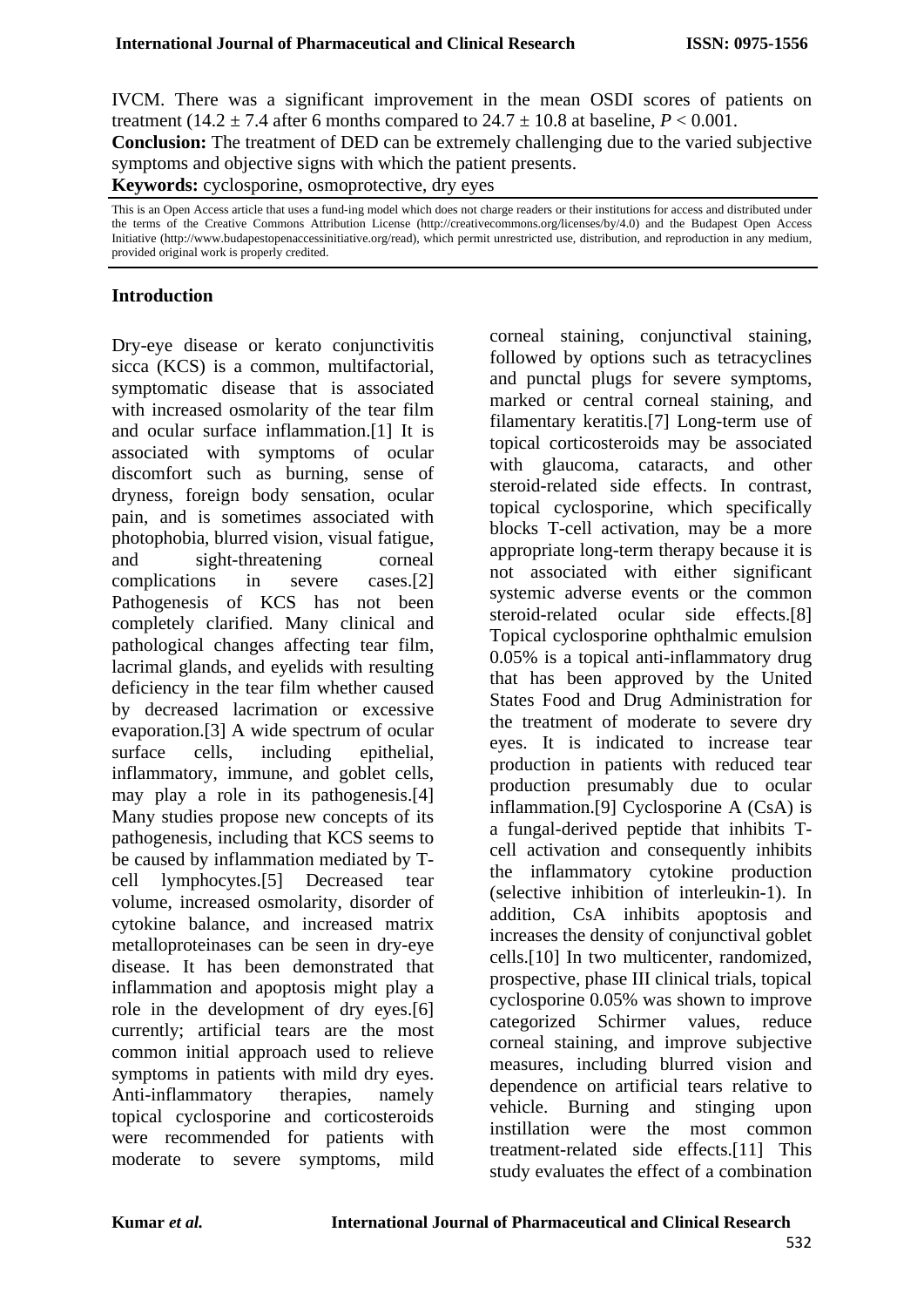IVCM. There was a significant improvement in the mean OSDI scores of patients on treatment (14.2 ± 7.4 after 6 months compared to 24.7 ± 10.8 at baseline, $P < 0.001$.

**Conclusion:** The treatment of DED can be extremely challenging due to the varied subjective symptoms and objective signs with which the patient presents.

**Keywords:** cyclosporine, osmoprotective, dry eyes

This is an Open Access article that uses a fund-ing model which does not charge readers or their institutions for access and distributed under the terms of the Creative Commons Attribution License (http://creativecommons.org/licenses/by/4.0) and the Budapest Open Access Initiative (http://www.budapestopenaccessinitiative.org/read), which permit unrestricted use, distribution, and reproduction in any medium, provided original work is properly credited.

## Introduction

Dry-eye disease or kerato conjunctivitis sicca (KCS) is a common, multifactorial, symptomatic disease that is associated with increased osmolarity of the tear film and ocular surface inflammation.[1] It is associated with symptoms of ocular discomfort such as burning, sense of dryness, foreign body sensation, ocular pain, and is sometimes associated with photophobia, blurred vision, visual fatigue, and sight-threatening corneal complications in severe cases.[2] Pathogenesis of KCS has not been completely clarified. Many clinical and pathological changes affecting tear film, lacrimal glands, and eyelids with resulting deficiency in the tear film whether caused by decreased lacrimation or excessive evaporation.[3] A wide spectrum of ocular surface cells, including epithelial, inflammatory, immune, and goblet cells, may play a role in its pathogenesis.[4] Many studies propose new concepts of its pathogenesis, including that KCS seems to be caused by inflammation mediated by T-cell lymphocytes.[5] Decreased tear volume, increased osmolarity, disorder of cytokine balance, and increased matrix metalloproteinases can be seen in dry-eye disease. It has been demonstrated that inflammation and apoptosis might play a role in the development of dry eyes.[6] currently; artificial tears are the most common initial approach used to relieve symptoms in patients with mild dry eyes. Anti-inflammatory therapies, namely topical cyclosporine and corticosteroids were recommended for patients with moderate to severe symptoms, mild corneal staining, conjunctival staining, followed by options such as tetracyclines and punctal plugs for severe symptoms, marked or central corneal staining, and filamentary keratitis.[7] Long-term use of topical corticosteroids may be associated with glaucoma, cataracts, and other steroid-related side effects. In contrast, topical cyclosporine, which specifically blocks T-cell activation, may be a more appropriate long-term therapy because it is not associated with either significant systemic adverse events or the common steroid-related ocular side effects.[8] Topical cyclosporine ophthalmic emulsion 0.05% is a topical anti-inflammatory drug that has been approved by the United States Food and Drug Administration for the treatment of moderate to severe dry eyes. It is indicated to increase tear production in patients with reduced tear production presumably due to ocular inflammation.[9] Cyclosporine A (CsA) is a fungal-derived peptide that inhibits T-cell activation and consequently inhibits the inflammatory cytokine production (selective inhibition of interleukin-1). In addition, CsA inhibits apoptosis and increases the density of conjunctival goblet cells.[10] In two multicenter, randomized, prospective, phase III clinical trials, topical cyclosporine 0.05% was shown to improve categorized Schirmer values, reduce corneal staining, and improve subjective measures, including blurred vision and dependence on artificial tears relative to vehicle. Burning and stinging upon instillation were the most common treatment-related side effects.[11] This study evaluates the effect of a combination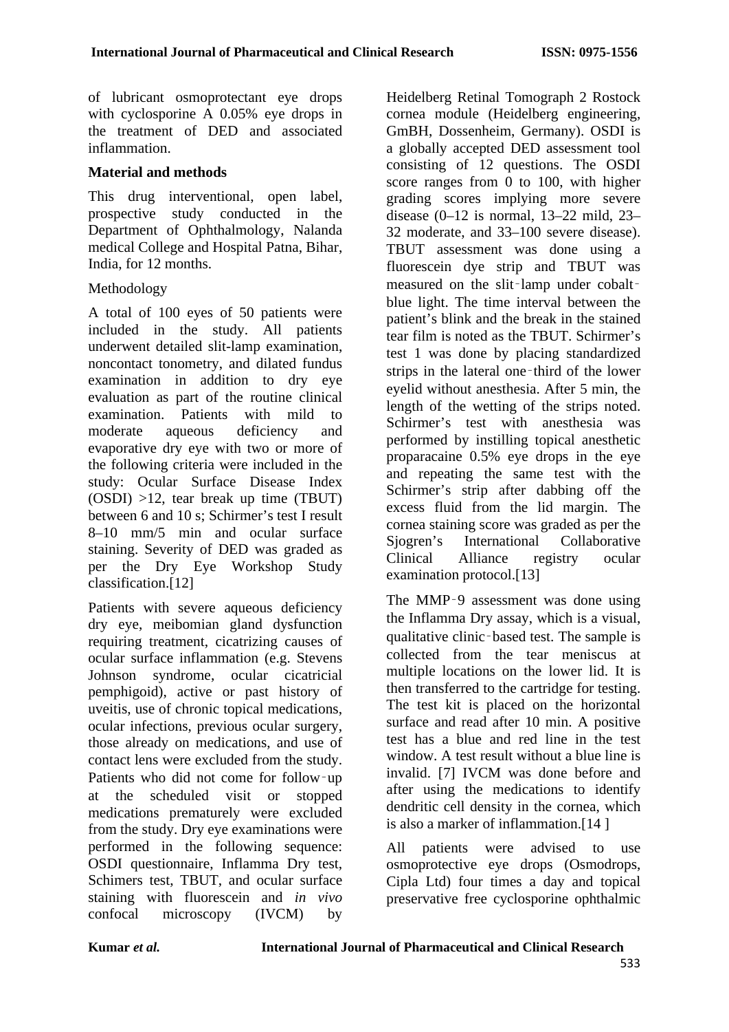of lubricant osmoprotectant eye drops with cyclosporine A 0.05% eye drops in the treatment of DED and associated inflammation.

## Material and methods

This drug interventional, open label, prospective study conducted in the Department of Ophthalmology, Nalanda medical College and Hospital Patna, Bihar, India, for 12 months.

### Methodology

A total of 100 eyes of 50 patients were included in the study. All patients underwent detailed slit-lamp examination, noncontact tonometry, and dilated fundus examination in addition to dry eye evaluation as part of the routine clinical examination. Patients with mild to moderate aqueous deficiency and evaporative dry eye with two or more of the following criteria were included in the study: Ocular Surface Disease Index (OSDI) >12, tear break up time (TBUT) between 6 and 10 s; Schirmer's test I result 8–10 mm/5 min and ocular surface staining. Severity of DED was graded as per the Dry Eye Workshop Study classification.[12]

Patients with severe aqueous deficiency dry eye, meibomian gland dysfunction requiring treatment, cicatrizing causes of ocular surface inflammation (e.g. Stevens Johnson syndrome, ocular cicatricial pemphigoid), active or past history of uveitis, use of chronic topical medications, ocular infections, previous ocular surgery, those already on medications, and use of contact lens were excluded from the study. Patients who did not come for follow‑up at the scheduled visit or stopped medications prematurely were excluded from the study. Dry eye examinations were performed in the following sequence: OSDI questionnaire, Inflamma Dry test, Schimers test, TBUT, and ocular surface staining with fluorescein and *in vivo* confocal microscopy (IVCM) by Heidelberg Retinal Tomograph 2 Rostock cornea module (Heidelberg engineering, GmBH, Dossenheim, Germany). OSDI is a globally accepted DED assessment tool consisting of 12 questions. The OSDI score ranges from 0 to 100, with higher grading scores implying more severe disease (0–12 is normal, 13–22 mild, 23–32 moderate, and 33–100 severe disease). TBUT assessment was done using a fluorescein dye strip and TBUT was measured on the slit‑lamp under cobalt‑blue light. The time interval between the patient's blink and the break in the stained tear film is noted as the TBUT. Schirmer's test 1 was done by placing standardized strips in the lateral one‑third of the lower eyelid without anesthesia. After 5 min, the length of the wetting of the strips noted. Schirmer's test with anesthesia was performed by instilling topical anesthetic proparacaine 0.5% eye drops in the eye and repeating the same test with the Schirmer's strip after dabbing off the excess fluid from the lid margin. The cornea staining score was graded as per the Sjogren's International Collaborative Clinical Alliance registry ocular examination protocol.[13]

The MMP‑9 assessment was done using the Inflamma Dry assay, which is a visual, qualitative clinic‑based test. The sample is collected from the tear meniscus at multiple locations on the lower lid. It is then transferred to the cartridge for testing. The test kit is placed on the horizontal surface and read after 10 min. A positive test has a blue and red line in the test window. A test result without a blue line is invalid. [7] IVCM was done before and after using the medications to identify dendritic cell density in the cornea, which is also a marker of inflammation.[14 ]

All patients were advised to use osmoprotective eye drops (Osmodrops, Cipla Ltd) four times a day and topical preservative free cyclosporine ophthalmic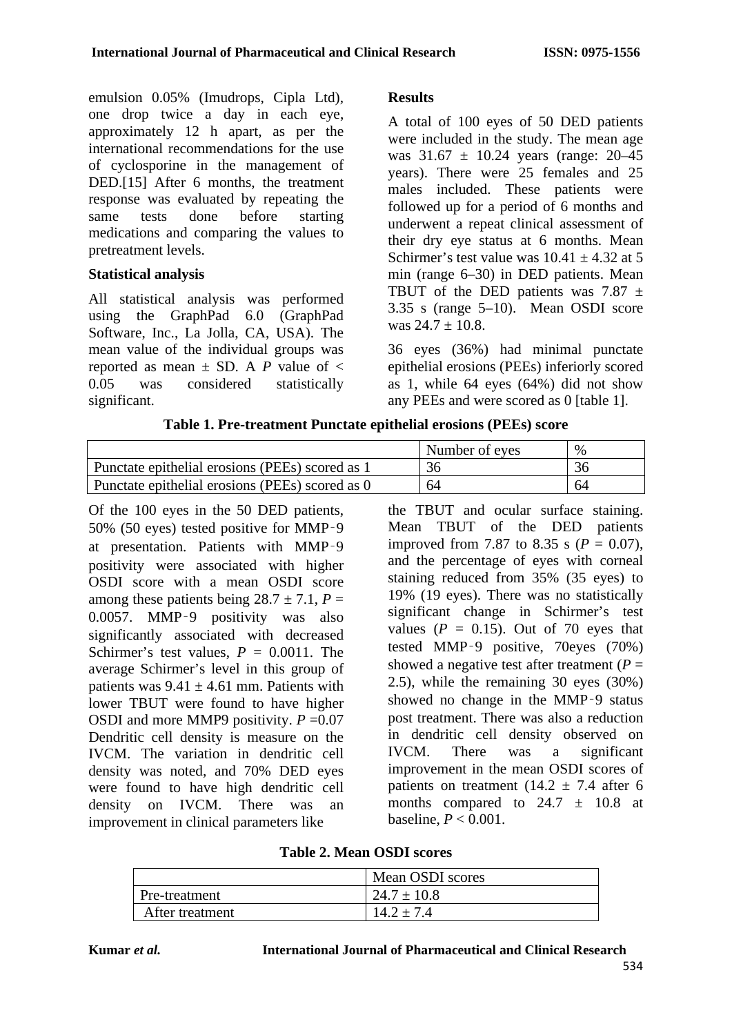emulsion 0.05% (Imudrops, Cipla Ltd), one drop twice a day in each eye, approximately 12 h apart, as per the international recommendations for the use of cyclosporine in the management of DED.[15] After 6 months, the treatment response was evaluated by repeating the same tests done before starting medications and comparing the values to pretreatment levels.

### Statistical analysis

All statistical analysis was performed using the GraphPad 6.0 (GraphPad Software, Inc., La Jolla, CA, USA). The mean value of the individual groups was reported as mean ± SD. A $P$ value of < 0.05 was considered statistically significant.

### Results

A total of 100 eyes of 50 DED patients were included in the study. The mean age was 31.67 ± 10.24 years (range: 20–45 years). There were 25 females and 25 males included. These patients were followed up for a period of 6 months and underwent a repeat clinical assessment of their dry eye status at 6 months. Mean Schirmer's test value was 10.41 ± 4.32 at 5 min (range 6–30) in DED patients. Mean TBUT of the DED patients was 7.87 ± 3.35 s (range 5–10). Mean OSDI score was 24.7 ± 10.8.

36 eyes (36%) had minimal punctate epithelial erosions (PEEs) inferiorly scored as 1, while 64 eyes (64%) did not show any PEEs and were scored as 0 [table 1].

**Table 1. Pre-treatment Punctate epithelial erosions (PEEs) score**

| | Number of eyes | % |
|---|---|---|
| Punctate epithelial erosions (PEEs) scored as 1 | 36 | 36 |
| Punctate epithelial erosions (PEEs) scored as 0 | 64 | 64 |

Of the 100 eyes in the 50 DED patients, 50% (50 eyes) tested positive for MMP‑9 at presentation. Patients with MMP‑9 positivity were associated with higher OSDI score with a mean OSDI score among these patients being 28.7 ± 7.1, $P$ = 0.0057. MMP‑9 positivity was also significantly associated with decreased Schirmer's test values, $P$ = 0.0011. The average Schirmer's level in this group of patients was 9.41 ± 4.61 mm. Patients with lower TBUT were found to have higher OSDI and more MMP9 positivity. $P$ =0.07 Dendritic cell density is measure on the IVCM. The variation in dendritic cell density was noted, and 70% DED eyes were found to have high dendritic cell density on IVCM. There was an improvement in clinical parameters like the TBUT and ocular surface staining. Mean TBUT of the DED patients improved from 7.87 to 8.35 s ($P$ = 0.07), and the percentage of eyes with corneal staining reduced from 35% (35 eyes) to 19% (19 eyes). There was no statistically significant change in Schirmer's test values ($P$ = 0.15). Out of 70 eyes that tested MMP‑9 positive, 70eyes (70%) showed a negative test after treatment ($P$ = 2.5), while the remaining 30 eyes (30%) showed no change in the MMP‑9 status post treatment. There was also a reduction in dendritic cell density observed on IVCM. There was a significant improvement in the mean OSDI scores of patients on treatment (14.2 ± 7.4 after 6 months compared to 24.7 ± 10.8 at baseline, $P$ < 0.001.

**Table 2. Mean OSDI scores**

| | Mean OSDI scores |
|---|---|
| Pre-treatment | 24.7 ± 10.8 |
| After treatment | 14.2 ± 7.4 |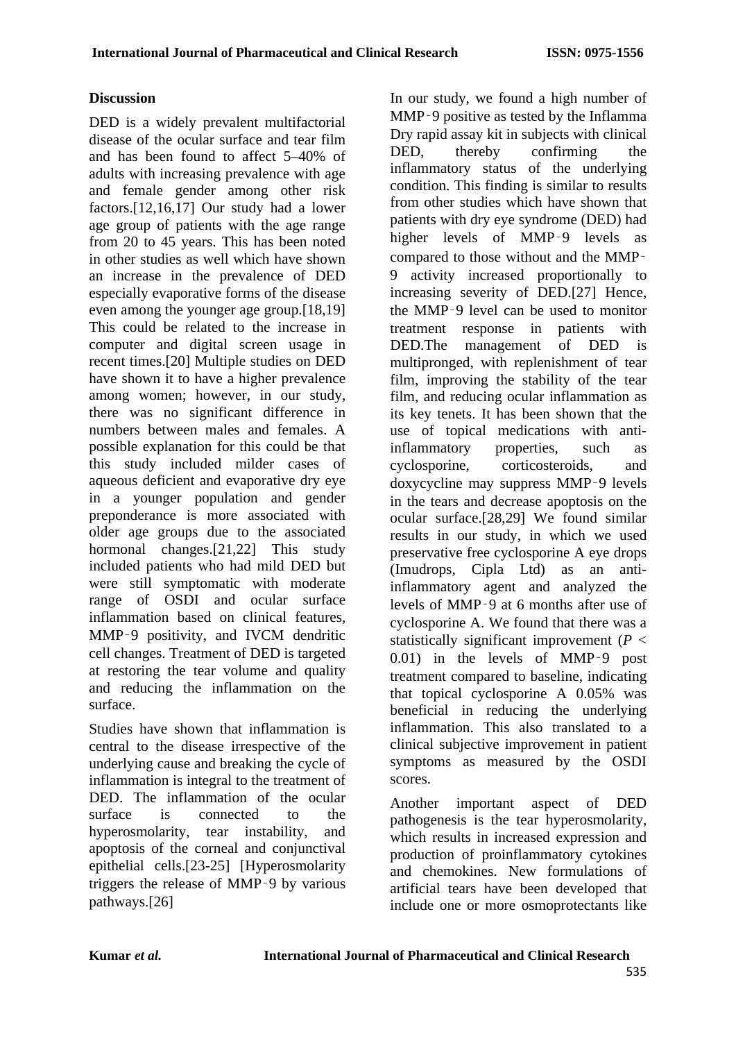## Discussion

DED is a widely prevalent multifactorial disease of the ocular surface and tear film and has been found to affect 5–40% of adults with increasing prevalence with age and female gender among other risk factors.[12,16,17] Our study had a lower age group of patients with the age range from 20 to 45 years. This has been noted in other studies as well which have shown an increase in the prevalence of DED especially evaporative forms of the disease even among the younger age group.[18,19] This could be related to the increase in computer and digital screen usage in recent times.[20] Multiple studies on DED have shown it to have a higher prevalence among women; however, in our study, there was no significant difference in numbers between males and females. A possible explanation for this could be that this study included milder cases of aqueous deficient and evaporative dry eye in a younger population and gender preponderance is more associated with older age groups due to the associated hormonal changes.[21,22] This study included patients who had mild DED but were still symptomatic with moderate range of OSDI and ocular surface inflammation based on clinical features, MMP‑9 positivity, and IVCM dendritic cell changes. Treatment of DED is targeted at restoring the tear volume and quality and reducing the inflammation on the surface.

Studies have shown that inflammation is central to the disease irrespective of the underlying cause and breaking the cycle of inflammation is integral to the treatment of DED. The inflammation of the ocular surface is connected to the hyperosmolarity, tear instability, and apoptosis of the corneal and conjunctival epithelial cells.[23-25] [Hyperosmolarity triggers the release of MMP‑9 by various pathways.[26]

In our study, we found a high number of MMP‑9 positive as tested by the Inflamma Dry rapid assay kit in subjects with clinical DED, thereby confirming the inflammatory status of the underlying condition. This finding is similar to results from other studies which have shown that patients with dry eye syndrome (DED) had higher levels of MMP‑9 levels as compared to those without and the MMP‑9 activity increased proportionally to increasing severity of DED.[27] Hence, the MMP‑9 level can be used to monitor treatment response in patients with DED.The management of DED is multipronged, with replenishment of tear film, improving the stability of the tear film, and reducing ocular inflammation as its key tenets. It has been shown that the use of topical medications with anti-inflammatory properties, such as cyclosporine, corticosteroids, and doxycycline may suppress MMP‑9 levels in the tears and decrease apoptosis on the ocular surface.[28,29] We found similar results in our study, in which we used preservative free cyclosporine A eye drops (Imudrops, Cipla Ltd) as an anti-inflammatory agent and analyzed the levels of MMP‑9 at 6 months after use of cyclosporine A. We found that there was a statistically significant improvement ($P < 0.01$) in the levels of MMP‑9 post treatment compared to baseline, indicating that topical cyclosporine A 0.05% was beneficial in reducing the underlying inflammation. This also translated to a clinical subjective improvement in patient symptoms as measured by the OSDI scores.

Another important aspect of DED pathogenesis is the tear hyperosmolarity, which results in increased expression and production of proinflammatory cytokines and chemokines. New formulations of artificial tears have been developed that include one or more osmoprotectants like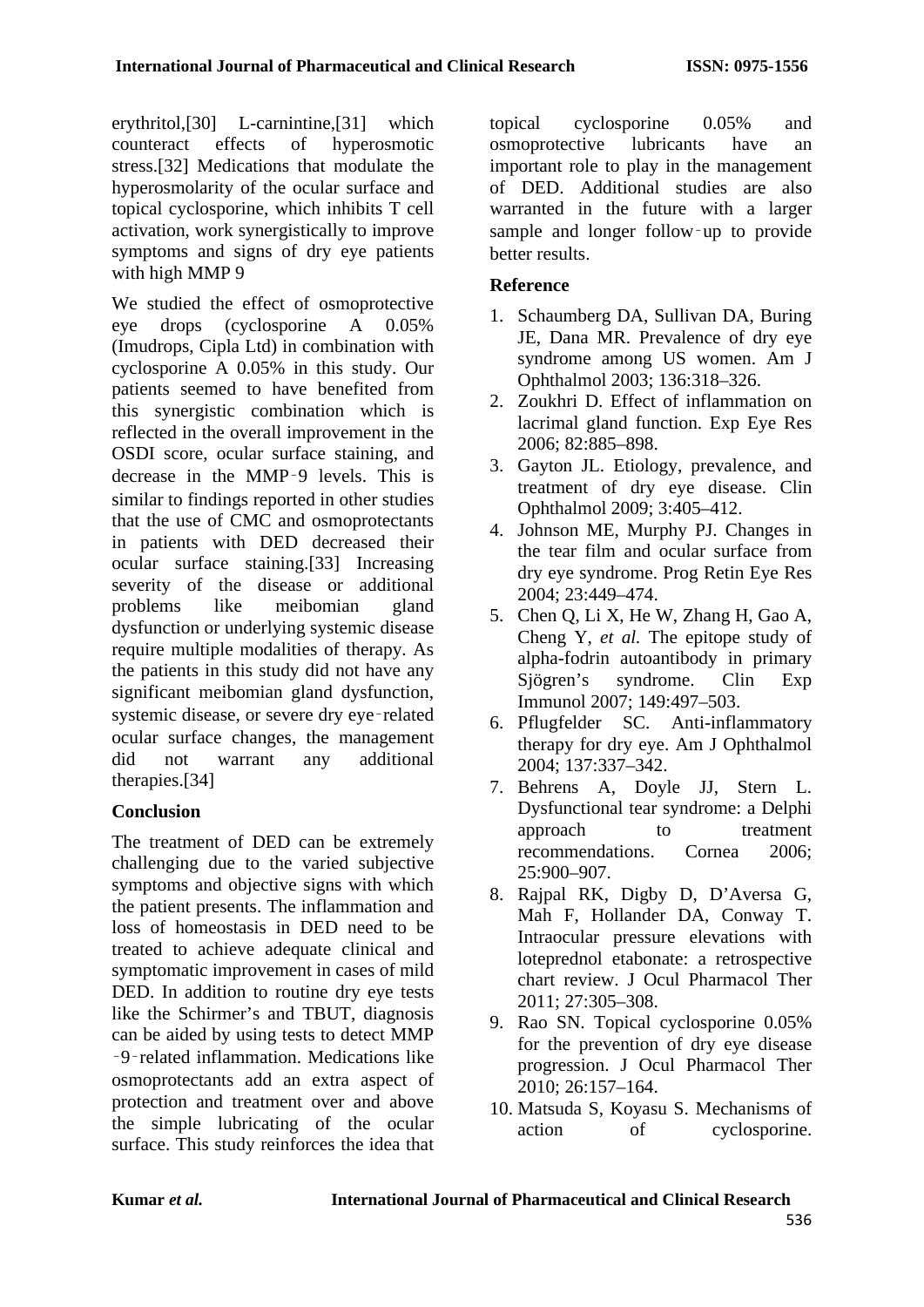erythritol,[30] L-carnintine,[31] which counteract effects of hyperosmotic stress.[32] Medications that modulate the hyperosmolarity of the ocular surface and topical cyclosporine, which inhibits T cell activation, work synergistically to improve symptoms and signs of dry eye patients with high MMP 9

We studied the effect of osmoprotective eye drops (cyclosporine A 0.05% (Imudrops, Cipla Ltd) in combination with cyclosporine A 0.05% in this study. Our patients seemed to have benefited from this synergistic combination which is reflected in the overall improvement in the OSDI score, ocular surface staining, and decrease in the MMP‑9 levels. This is similar to findings reported in other studies that the use of CMC and osmoprotectants in patients with DED decreased their ocular surface staining.[33] Increasing severity of the disease or additional problems like meibomian gland dysfunction or underlying systemic disease require multiple modalities of therapy. As the patients in this study did not have any significant meibomian gland dysfunction, systemic disease, or severe dry eye‑related ocular surface changes, the management did not warrant any additional therapies.[34]

## Conclusion

The treatment of DED can be extremely challenging due to the varied subjective symptoms and objective signs with which the patient presents. The inflammation and loss of homeostasis in DED need to be treated to achieve adequate clinical and symptomatic improvement in cases of mild DED. In addition to routine dry eye tests like the Schirmer's and TBUT, diagnosis can be aided by using tests to detect MMP ‑9‑related inflammation. Medications like osmoprotectants add an extra aspect of protection and treatment over and above the simple lubricating of the ocular surface. This study reinforces the idea that topical cyclosporine 0.05% and osmoprotective lubricants have an important role to play in the management of DED. Additional studies are also warranted in the future with a larger sample and longer follow‑up to provide better results.

## Reference

1. Schaumberg DA, Sullivan DA, Buring JE, Dana MR. Prevalence of dry eye syndrome among US women. Am J Ophthalmol 2003; 136:318–326.
2. Zoukhri D. Effect of inflammation on lacrimal gland function. Exp Eye Res 2006; 82:885–898.
3. Gayton JL. Etiology, prevalence, and treatment of dry eye disease. Clin Ophthalmol 2009; 3:405–412.
4. Johnson ME, Murphy PJ. Changes in the tear film and ocular surface from dry eye syndrome. Prog Retin Eye Res 2004; 23:449–474.
5. Chen Q, Li X, He W, Zhang H, Gao A, Cheng Y, *et al.* The epitope study of alpha-fodrin autoantibody in primary Sjögren's syndrome. Clin Exp Immunol 2007; 149:497–503.
6. Pflugfelder SC. Anti-inflammatory therapy for dry eye. Am J Ophthalmol 2004; 137:337–342.
7. Behrens A, Doyle JJ, Stern L. Dysfunctional tear syndrome: a Delphi approach to treatment recommendations. Cornea 2006; 25:900–907.
8. Rajpal RK, Digby D, D'Aversa G, Mah F, Hollander DA, Conway T. Intraocular pressure elevations with loteprednol etabonate: a retrospective chart review. J Ocul Pharmacol Ther 2011; 27:305–308.
9. Rao SN. Topical cyclosporine 0.05% for the prevention of dry eye disease progression. J Ocul Pharmacol Ther 2010; 26:157–164.
10. Matsuda S, Koyasu S. Mechanisms of action of cyclosporine.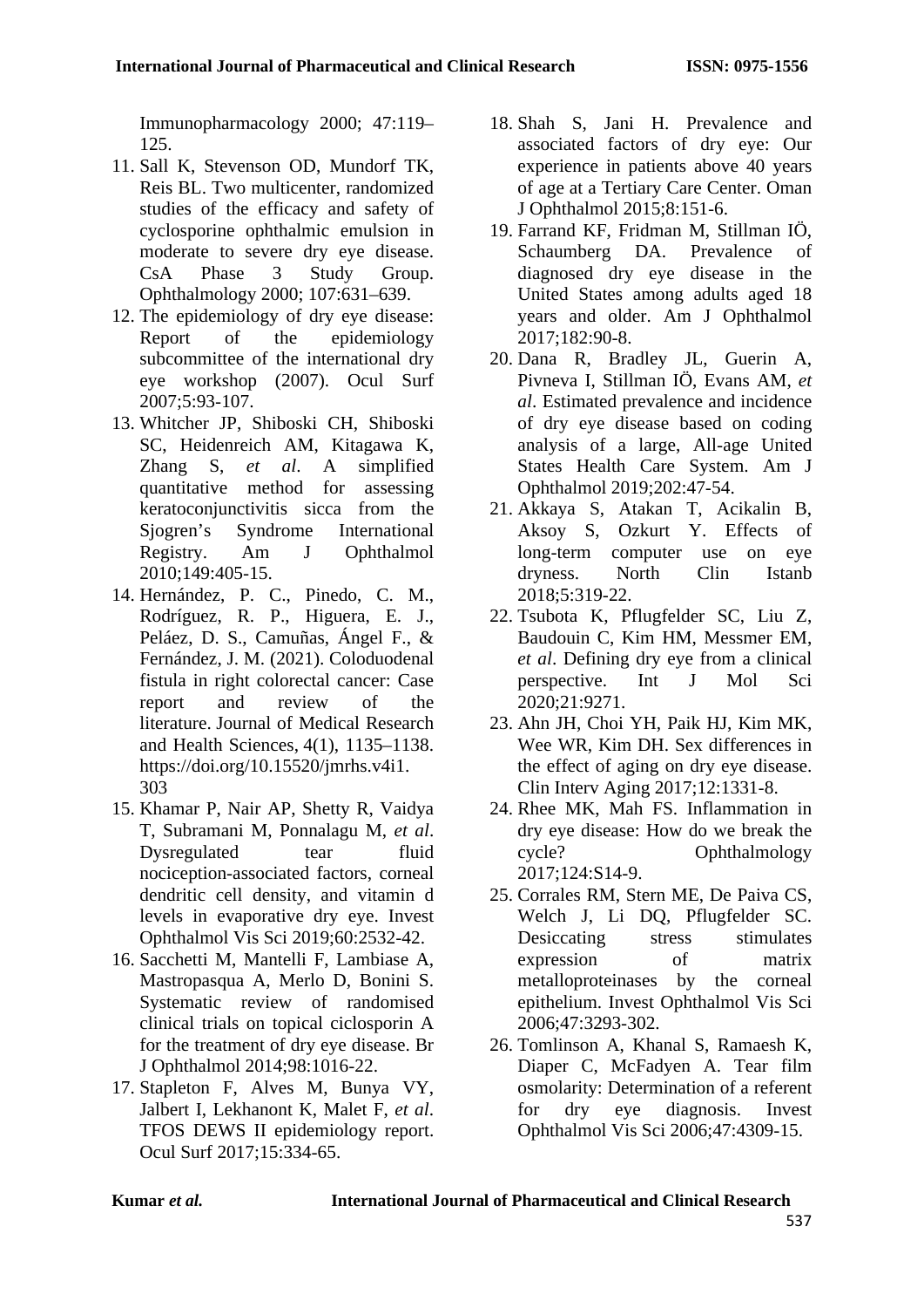Immunopharmacology 2000; 47:119–125.

11. Sall K, Stevenson OD, Mundorf TK, Reis BL. Two multicenter, randomized studies of the efficacy and safety of cyclosporine ophthalmic emulsion in moderate to severe dry eye disease. CsA Phase 3 Study Group. Ophthalmology 2000; 107:631–639.
12. The epidemiology of dry eye disease: Report of the epidemiology subcommittee of the international dry eye workshop (2007). Ocul Surf 2007;5:93-107.
13. Whitcher JP, Shiboski CH, Shiboski SC, Heidenreich AM, Kitagawa K, Zhang S, *et al*. A simplified quantitative method for assessing keratoconjunctivitis sicca from the Sjogren's Syndrome International Registry. Am J Ophthalmol 2010;149:405-15.
14. Hernández, P. C., Pinedo, C. M., Rodríguez, R. P., Higuera, E. J., Peláez, D. S., Camuñas, Ángel F., & Fernández, J. M. (2021). Coloduodenal fistula in right colorectal cancer: Case report and review of the literature. Journal of Medical Research and Health Sciences, 4(1), 1135–1138. https://doi.org/10.15520/jmrhs.v4i1.303
15. Khamar P, Nair AP, Shetty R, Vaidya T, Subramani M, Ponnalagu M, *et al*. Dysregulated tear fluid nociception-associated factors, corneal dendritic cell density, and vitamin d levels in evaporative dry eye. Invest Ophthalmol Vis Sci 2019;60:2532-42.
16. Sacchetti M, Mantelli F, Lambiase A, Mastropasqua A, Merlo D, Bonini S. Systematic review of randomised clinical trials on topical ciclosporin A for the treatment of dry eye disease. Br J Ophthalmol 2014;98:1016-22.
17. Stapleton F, Alves M, Bunya VY, Jalbert I, Lekhanont K, Malet F, *et al*. TFOS DEWS II epidemiology report. Ocul Surf 2017;15:334-65.
18. Shah S, Jani H. Prevalence and associated factors of dry eye: Our experience in patients above 40 years of age at a Tertiary Care Center. Oman J Ophthalmol 2015;8:151-6.
19. Farrand KF, Fridman M, Stillman IÖ, Schaumberg DA. Prevalence of diagnosed dry eye disease in the United States among adults aged 18 years and older. Am J Ophthalmol 2017;182:90-8.
20. Dana R, Bradley JL, Guerin A, Pivneva I, Stillman IÖ, Evans AM, *et al*. Estimated prevalence and incidence of dry eye disease based on coding analysis of a large, All-age United States Health Care System. Am J Ophthalmol 2019;202:47-54.
21. Akkaya S, Atakan T, Acikalin B, Aksoy S, Ozkurt Y. Effects of long-term computer use on eye dryness. North Clin Istanb 2018;5:319-22.
22. Tsubota K, Pflugfelder SC, Liu Z, Baudouin C, Kim HM, Messmer EM, *et al*. Defining dry eye from a clinical perspective. Int J Mol Sci 2020;21:9271.
23. Ahn JH, Choi YH, Paik HJ, Kim MK, Wee WR, Kim DH. Sex differences in the effect of aging on dry eye disease. Clin Interv Aging 2017;12:1331-8.
24. Rhee MK, Mah FS. Inflammation in dry eye disease: How do we break the cycle? Ophthalmology 2017;124:S14-9.
25. Corrales RM, Stern ME, De Paiva CS, Welch J, Li DQ, Pflugfelder SC. Desiccating stress stimulates expression of matrix metalloproteinases by the corneal epithelium. Invest Ophthalmol Vis Sci 2006;47:3293-302.
26. Tomlinson A, Khanal S, Ramaesh K, Diaper C, McFadyen A. Tear film osmolarity: Determination of a referent for dry eye diagnosis. Invest Ophthalmol Vis Sci 2006;47:4309-15.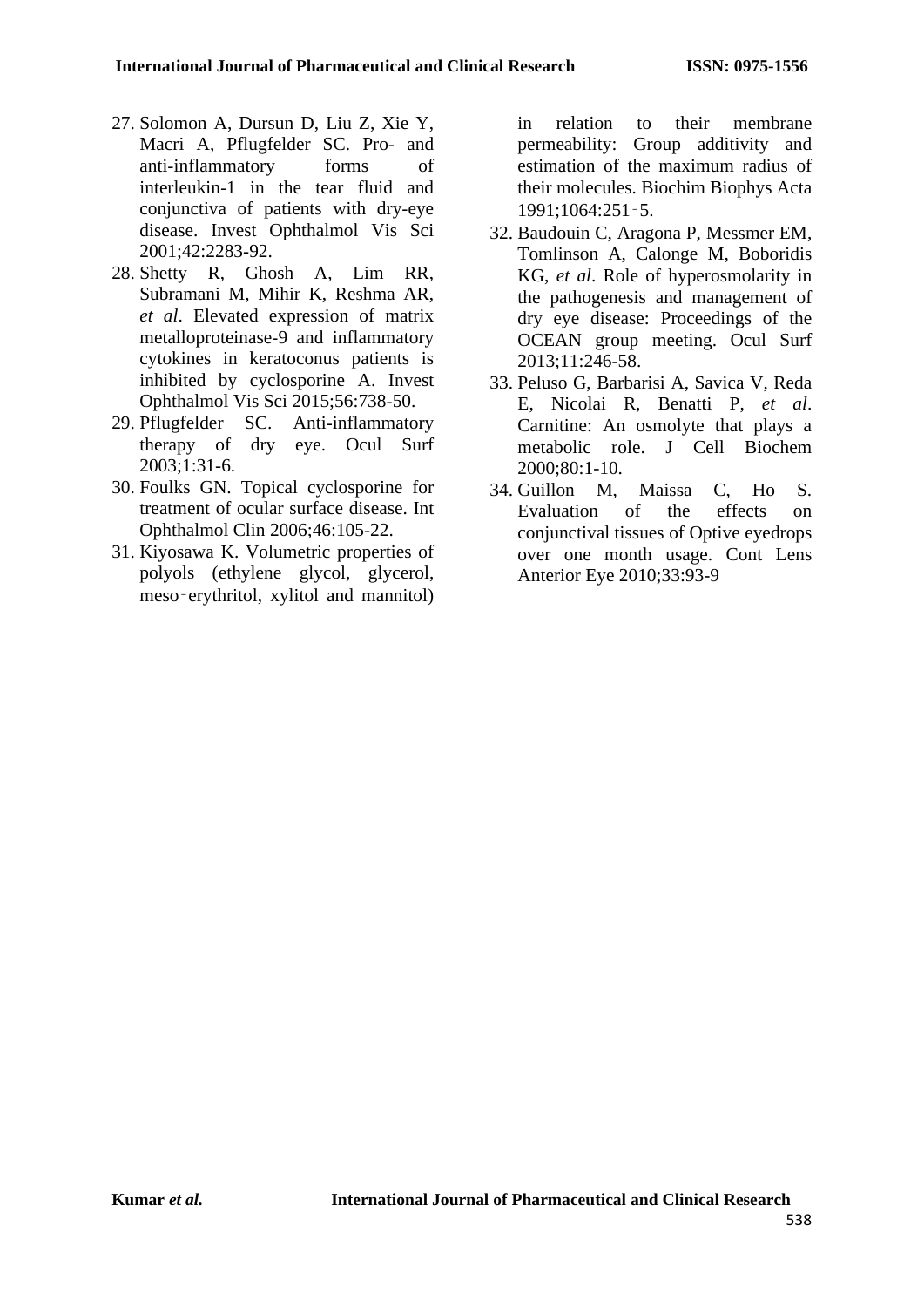27. Solomon A, Dursun D, Liu Z, Xie Y, Macri A, Pflugfelder SC. Pro- and anti-inflammatory forms of interleukin-1 in the tear fluid and conjunctiva of patients with dry-eye disease. Invest Ophthalmol Vis Sci 2001;42:2283-92.
28. Shetty R, Ghosh A, Lim RR, Subramani M, Mihir K, Reshma AR, *et al*. Elevated expression of matrix metalloproteinase-9 and inflammatory cytokines in keratoconus patients is inhibited by cyclosporine A. Invest Ophthalmol Vis Sci 2015;56:738-50.
29. Pflugfelder SC. Anti-inflammatory therapy of dry eye. Ocul Surf 2003;1:31-6.
30. Foulks GN. Topical cyclosporine for treatment of ocular surface disease. Int Ophthalmol Clin 2006;46:105-22.
31. Kiyosawa K. Volumetric properties of polyols (ethylene glycol, glycerol, meso‑erythritol, xylitol and mannitol) in relation to their membrane permeability: Group additivity and estimation of the maximum radius of their molecules. Biochim Biophys Acta 1991;1064:251‑5.
32. Baudouin C, Aragona P, Messmer EM, Tomlinson A, Calonge M, Boboridis KG, *et al*. Role of hyperosmolarity in the pathogenesis and management of dry eye disease: Proceedings of the OCEAN group meeting. Ocul Surf 2013;11:246-58.
33. Peluso G, Barbarisi A, Savica V, Reda E, Nicolai R, Benatti P, *et al*. Carnitine: An osmolyte that plays a metabolic role. J Cell Biochem 2000;80:1-10.
34. Guillon M, Maissa C, Ho S. Evaluation of the effects on conjunctival tissues of Optive eyedrops over one month usage. Cont Lens Anterior Eye 2010;33:93-9